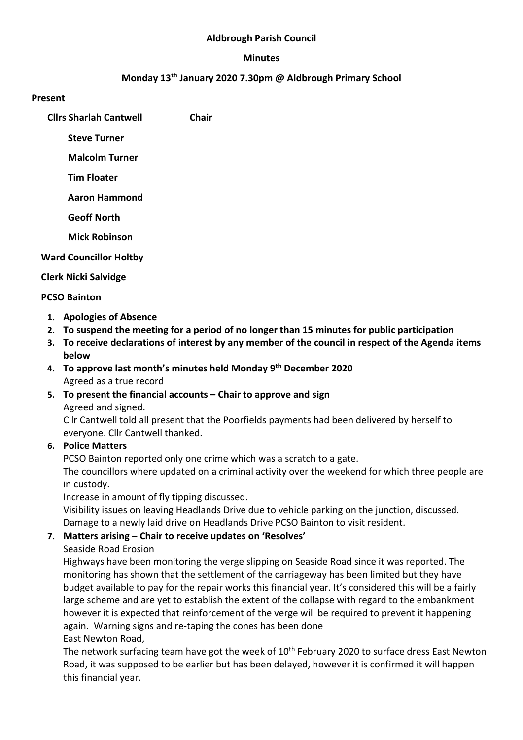**Aldbrough Parish Council**

**Minutes**

**Monday 13th January 2020 7.30pm @ Aldbrough Primary School**

**Present**

**Cllrs Sharlah Cantwell** **Chair**

**Steve Turner**

**Malcolm Turner**

**Tim Floater**

**Aaron Hammond**

**Geoff North**

**Mick Robinson**

**Ward Councillor Holtby**

**Clerk Nicki Salvidge**

**PCSO Bainton**

1. **Apologies of Absence**
2. **To suspend the meeting for a period of no longer than 15 minutes for public participation**
3. **To receive declarations of interest by any member of the council in respect of the Agenda items below**
4. **To approve last month's minutes held Monday 9th December 2020**
   Agreed as a true record
5. **To present the financial accounts – Chair to approve and sign**
   Agreed and signed.
   Cllr Cantwell told all present that the Poorfields payments had been delivered by herself to everyone. Cllr Cantwell thanked.
6. **Police Matters**
   PCSO Bainton reported only one crime which was a scratch to a gate.
   The councillors where updated on a criminal activity over the weekend for which three people are in custody.
   Increase in amount of fly tipping discussed.
   Visibility issues on leaving Headlands Drive due to vehicle parking on the junction, discussed.
   Damage to a newly laid drive on Headlands Drive PCSO Bainton to visit resident.
7. **Matters arising – Chair to receive updates on 'Resolves'**
   Seaside Road Erosion
   Highways have been monitoring the verge slipping on Seaside Road since it was reported. The monitoring has shown that the settlement of the carriageway has been limited but they have budget available to pay for the repair works this financial year. It's considered this will be a fairly large scheme and are yet to establish the extent of the collapse with regard to the embankment however it is expected that reinforcement of the verge will be required to prevent it happening again. Warning signs and re-taping the cones has been done
   East Newton Road,
   The network surfacing team have got the week of 10th February 2020 to surface dress East Newton Road, it was supposed to be earlier but has been delayed, however it is confirmed it will happen this financial year.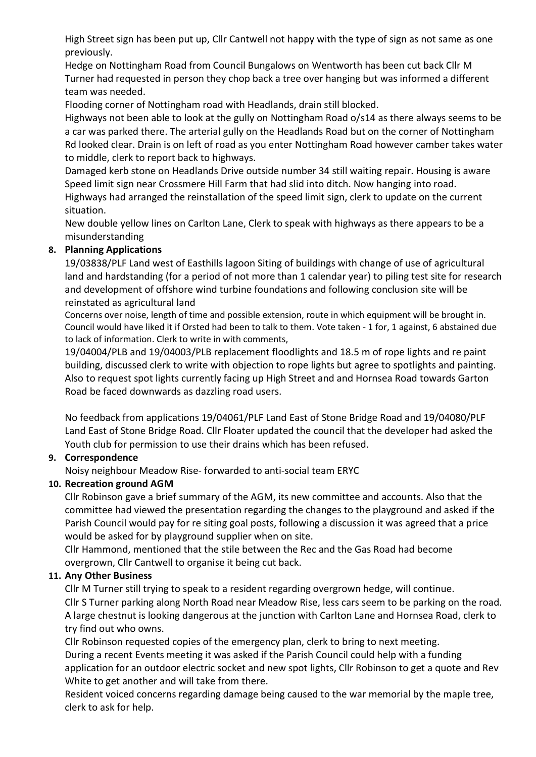High Street sign has been put up, Cllr Cantwell not happy with the type of sign as not same as one previously.

Hedge on Nottingham Road from Council Bungalows on Wentworth has been cut back Cllr M Turner had requested in person they chop back a tree over hanging but was informed a different team was needed.

Flooding corner of Nottingham road with Headlands, drain still blocked.

Highways not been able to look at the gully on Nottingham Road o/s14 as there always seems to be a car was parked there. The arterial gully on the Headlands Road but on the corner of Nottingham Rd looked clear. Drain is on left of road as you enter Nottingham Road however camber takes water to middle, clerk to report back to highways.

Damaged kerb stone on Headlands Drive outside number 34 still waiting repair. Housing is aware Speed limit sign near Crossmere Hill Farm that had slid into ditch. Now hanging into road. Highways had arranged the reinstallation of the speed limit sign, clerk to update on the current situation.

New double yellow lines on Carlton Lane, Clerk to speak with highways as there appears to be a misunderstanding

**8. Planning Applications**

19/03838/PLF Land west of Easthills lagoon Siting of buildings with change of use of agricultural land and hardstanding (for a period of not more than 1 calendar year) to piling test site for research and development of offshore wind turbine foundations and following conclusion site will be reinstated as agricultural land

Concerns over noise, length of time and possible extension, route in which equipment will be brought in. Council would have liked it if Orsted had been to talk to them. Vote taken - 1 for, 1 against, 6 abstained due to lack of information. Clerk to write in with comments,

19/04004/PLB and 19/04003/PLB replacement floodlights and 18.5 m of rope lights and re paint building, discussed clerk to write with objection to rope lights but agree to spotlights and painting. Also to request spot lights currently facing up High Street and and Hornsea Road towards Garton Road be faced downwards as dazzling road users.

No feedback from applications 19/04061/PLF Land East of Stone Bridge Road and 19/04080/PLF Land East of Stone Bridge Road. Cllr Floater updated the council that the developer had asked the Youth club for permission to use their drains which has been refused.

**9. Correspondence**

Noisy neighbour Meadow Rise- forwarded to anti-social team ERYC

**10. Recreation ground AGM**

Cllr Robinson gave a brief summary of the AGM, its new committee and accounts. Also that the committee had viewed the presentation regarding the changes to the playground and asked if the Parish Council would pay for re siting goal posts, following a discussion it was agreed that a price would be asked for by playground supplier when on site.

Cllr Hammond, mentioned that the stile between the Rec and the Gas Road had become overgrown, Cllr Cantwell to organise it being cut back.

**11. Any Other Business**

Cllr M Turner still trying to speak to a resident regarding overgrown hedge, will continue.

Cllr S Turner parking along North Road near Meadow Rise, less cars seem to be parking on the road. A large chestnut is looking dangerous at the junction with Carlton Lane and Hornsea Road, clerk to try find out who owns.

Cllr Robinson requested copies of the emergency plan, clerk to bring to next meeting.

During a recent Events meeting it was asked if the Parish Council could help with a funding application for an outdoor electric socket and new spot lights, Cllr Robinson to get a quote and Rev White to get another and will take from there.

Resident voiced concerns regarding damage being caused to the war memorial by the maple tree, clerk to ask for help.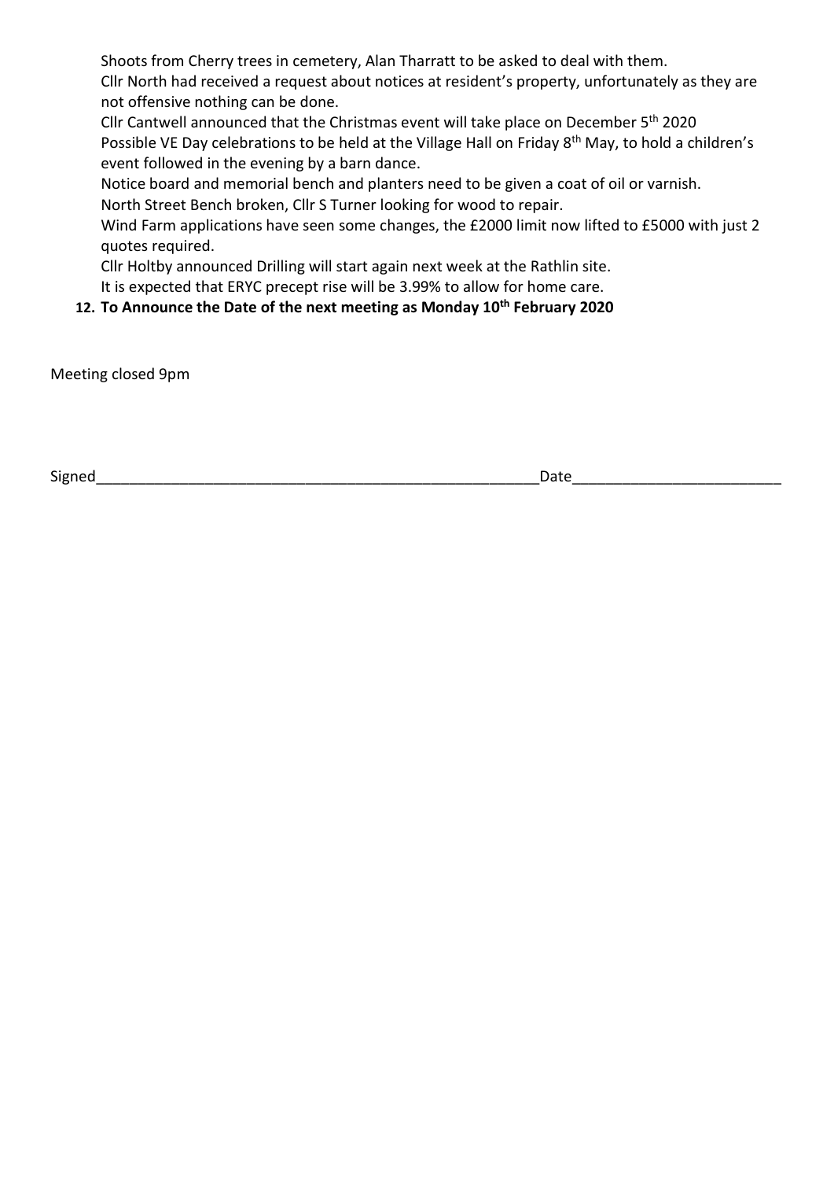Shoots from Cherry trees in cemetery, Alan Tharratt to be asked to deal with them.
Cllr North had received a request about notices at resident's property, unfortunately as they are not offensive nothing can be done.
Cllr Cantwell announced that the Christmas event will take place on December 5th 2020
Possible VE Day celebrations to be held at the Village Hall on Friday 8th May, to hold a children's event followed in the evening by a barn dance.
Notice board and memorial bench and planters need to be given a coat of oil or varnish.
North Street Bench broken, Cllr S Turner looking for wood to repair.
Wind Farm applications have seen some changes, the £2000 limit now lifted to £5000 with just 2 quotes required.
Cllr Holtby announced Drilling will start again next week at the Rathlin site.
It is expected that ERYC precept rise will be 3.99% to allow for home care.

12. **To Announce the Date of the next meeting as Monday 10th February 2020**

Meeting closed 9pm

Signed_______________________________________________________Date_________________________